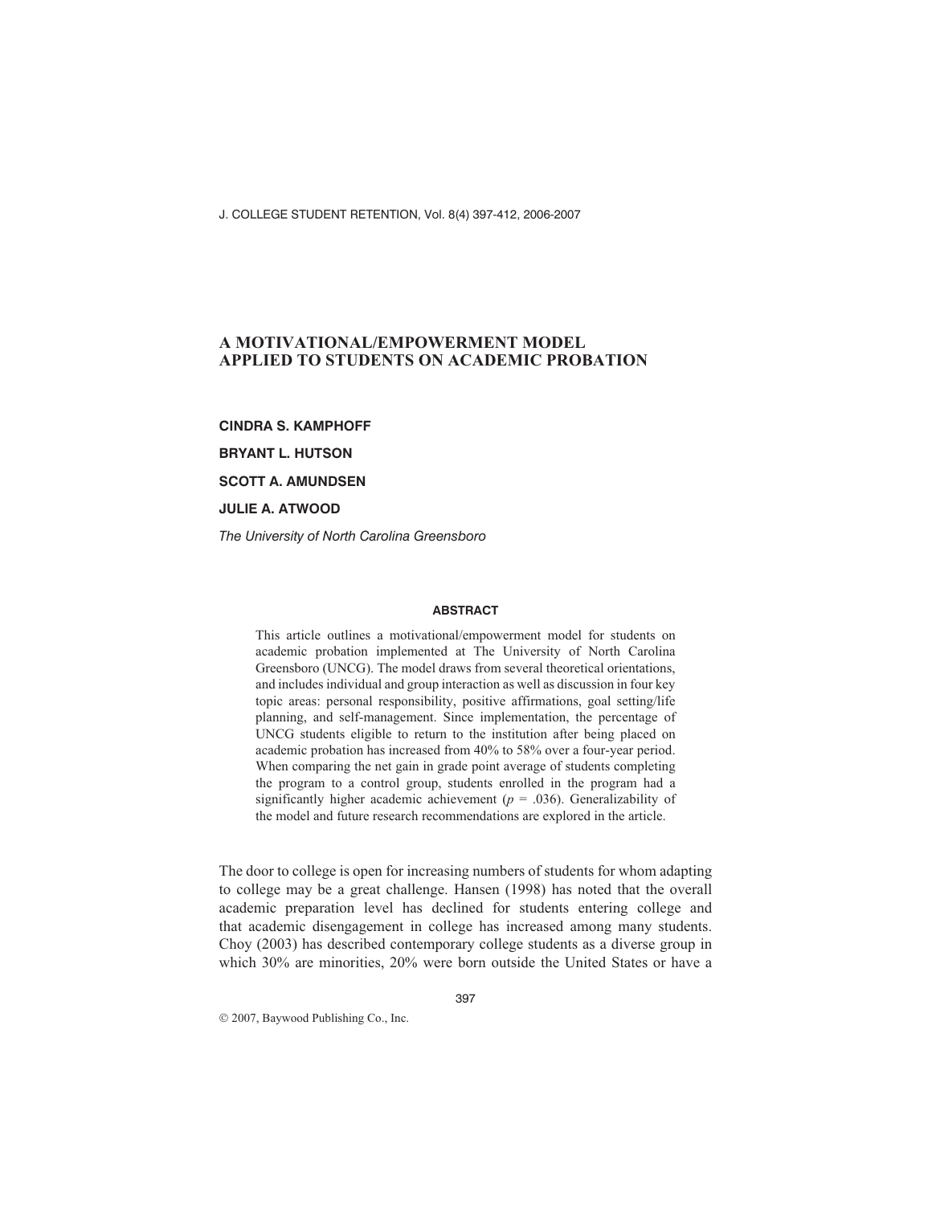# A MOTIVATIONAL/EMPOWERMENT MODEL APPLIED TO STUDENTS ON ACADEMIC PROBATION

**CINDRA S. KAMPHOFF**

**BRYANT L. HUTSON**

**SCOTT A. AMUNDSEN**

**JULIE A. ATWOOD**

*The University of North Carolina Greensboro*

## ABSTRACT

This article outlines a motivational/empowerment model for students on academic probation implemented at The University of North Carolina Greensboro (UNCG). The model draws from several theoretical orientations, and includes individual and group interaction as well as discussion in four key topic areas: personal responsibility, positive affirmations, goal setting/life planning, and self-management. Since implementation, the percentage of UNCG students eligible to return to the institution after being placed on academic probation has increased from 40% to 58% over a four-year period. When comparing the net gain in grade point average of students completing the program to a control group, students enrolled in the program had a significantly higher academic achievement ($p = .036$). Generalizability of the model and future research recommendations are explored in the article.

The door to college is open for increasing numbers of students for whom adapting to college may be a great challenge. Hansen (1998) has noted that the overall academic preparation level has declined for students entering college and that academic disengagement in college has increased among many students. Choy (2003) has described contemporary college students as a diverse group in which 30% are minorities, 20% were born outside the United States or have a

© 2007, Baywood Publishing Co., Inc.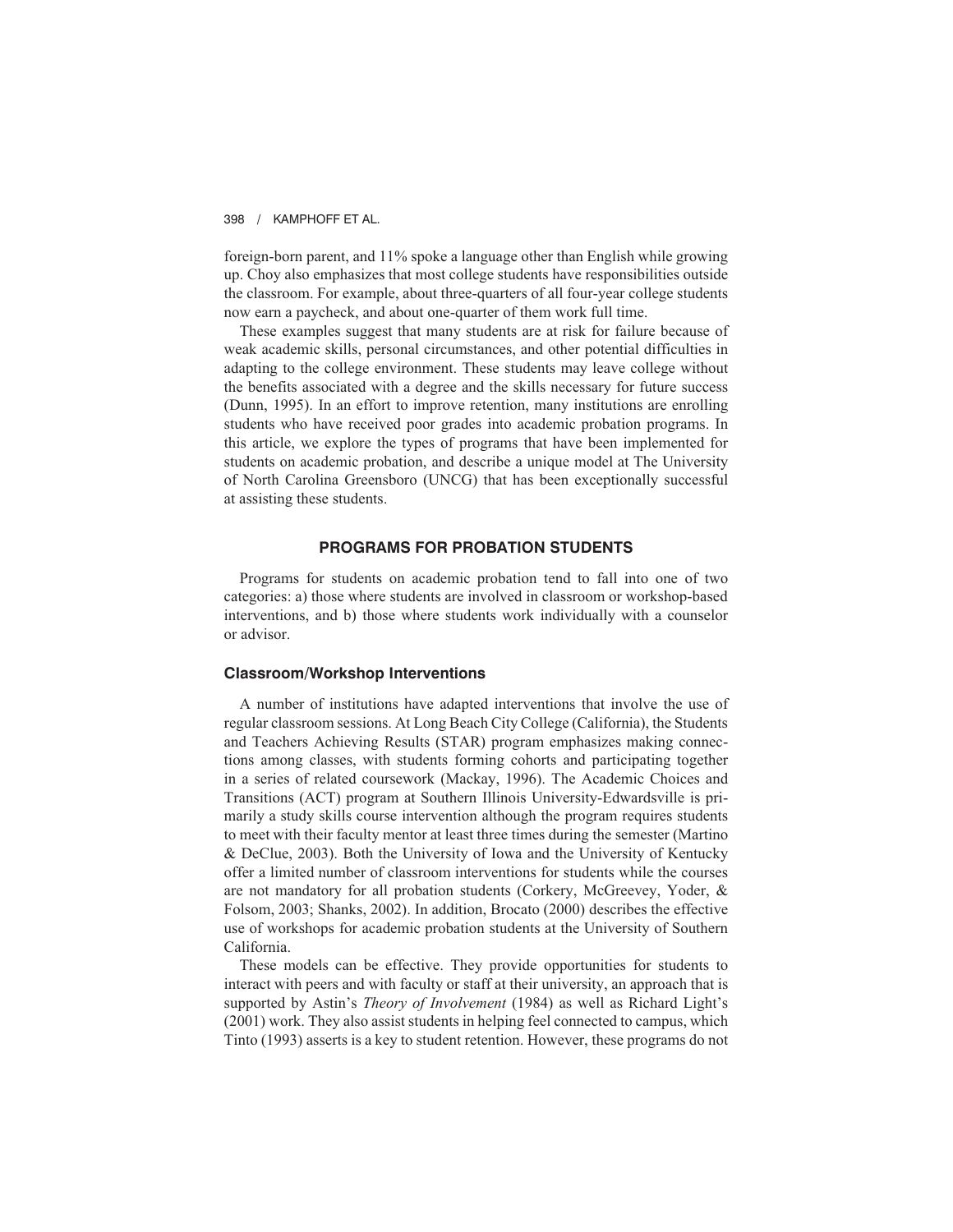foreign-born parent, and 11% spoke a language other than English while growing up. Choy also emphasizes that most college students have responsibilities outside the classroom. For example, about three-quarters of all four-year college students now earn a paycheck, and about one-quarter of them work full time.

These examples suggest that many students are at risk for failure because of weak academic skills, personal circumstances, and other potential difficulties in adapting to the college environment. These students may leave college without the benefits associated with a degree and the skills necessary for future success (Dunn, 1995). In an effort to improve retention, many institutions are enrolling students who have received poor grades into academic probation programs. In this article, we explore the types of programs that have been implemented for students on academic probation, and describe a unique model at The University of North Carolina Greensboro (UNCG) that has been exceptionally successful at assisting these students.

## PROGRAMS FOR PROBATION STUDENTS

Programs for students on academic probation tend to fall into one of two categories: a) those where students are involved in classroom or workshop-based interventions, and b) those where students work individually with a counselor or advisor.

### Classroom/Workshop Interventions

A number of institutions have adapted interventions that involve the use of regular classroom sessions. At Long Beach City College (California), the Students and Teachers Achieving Results (STAR) program emphasizes making connections among classes, with students forming cohorts and participating together in a series of related coursework (Mackay, 1996). The Academic Choices and Transitions (ACT) program at Southern Illinois University-Edwardsville is primarily a study skills course intervention although the program requires students to meet with their faculty mentor at least three times during the semester (Martino & DeClue, 2003). Both the University of Iowa and the University of Kentucky offer a limited number of classroom interventions for students while the courses are not mandatory for all probation students (Corkery, McGreevey, Yoder, & Folsom, 2003; Shanks, 2002). In addition, Brocato (2000) describes the effective use of workshops for academic probation students at the University of Southern California.

These models can be effective. They provide opportunities for students to interact with peers and with faculty or staff at their university, an approach that is supported by Astin's *Theory of Involvement* (1984) as well as Richard Light's (2001) work. They also assist students in helping feel connected to campus, which Tinto (1993) asserts is a key to student retention. However, these programs do not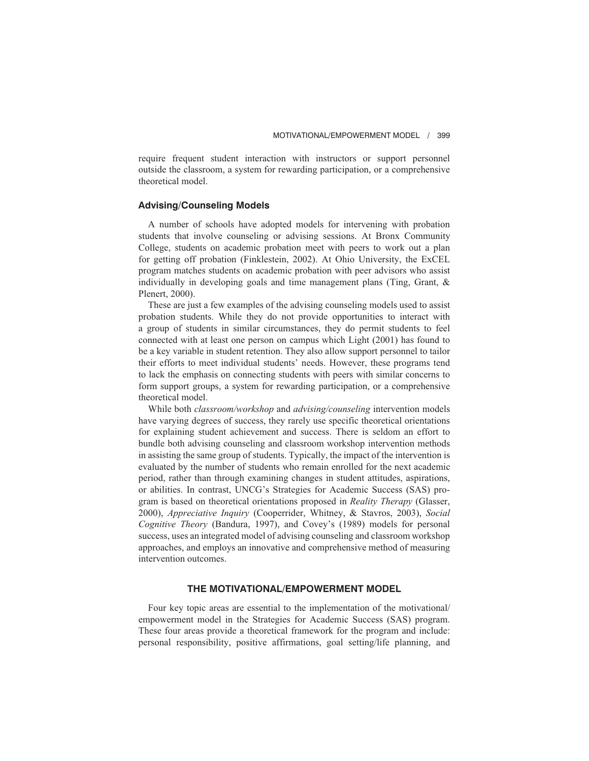require frequent student interaction with instructors or support personnel outside the classroom, a system for rewarding participation, or a comprehensive theoretical model.

### Advising/Counseling Models

A number of schools have adopted models for intervening with probation students that involve counseling or advising sessions. At Bronx Community College, students on academic probation meet with peers to work out a plan for getting off probation (Finklestein, 2002). At Ohio University, the ExCEL program matches students on academic probation with peer advisors who assist individually in developing goals and time management plans (Ting, Grant, & Plenert, 2000).

These are just a few examples of the advising counseling models used to assist probation students. While they do not provide opportunities to interact with a group of students in similar circumstances, they do permit students to feel connected with at least one person on campus which Light (2001) has found to be a key variable in student retention. They also allow support personnel to tailor their efforts to meet individual students' needs. However, these programs tend to lack the emphasis on connecting students with peers with similar concerns to form support groups, a system for rewarding participation, or a comprehensive theoretical model.

While both *classroom/workshop* and *advising/counseling* intervention models have varying degrees of success, they rarely use specific theoretical orientations for explaining student achievement and success. There is seldom an effort to bundle both advising counseling and classroom workshop intervention methods in assisting the same group of students. Typically, the impact of the intervention is evaluated by the number of students who remain enrolled for the next academic period, rather than through examining changes in student attitudes, aspirations, or abilities. In contrast, UNCG's Strategies for Academic Success (SAS) program is based on theoretical orientations proposed in *Reality Therapy* (Glasser, 2000), *Appreciative Inquiry* (Cooperrider, Whitney, & Stavros, 2003), *Social Cognitive Theory* (Bandura, 1997), and Covey's (1989) models for personal success, uses an integrated model of advising counseling and classroom workshop approaches, and employs an innovative and comprehensive method of measuring intervention outcomes.

## THE MOTIVATIONAL/EMPOWERMENT MODEL

Four key topic areas are essential to the implementation of the motivational/empowerment model in the Strategies for Academic Success (SAS) program. These four areas provide a theoretical framework for the program and include: personal responsibility, positive affirmations, goal setting/life planning, and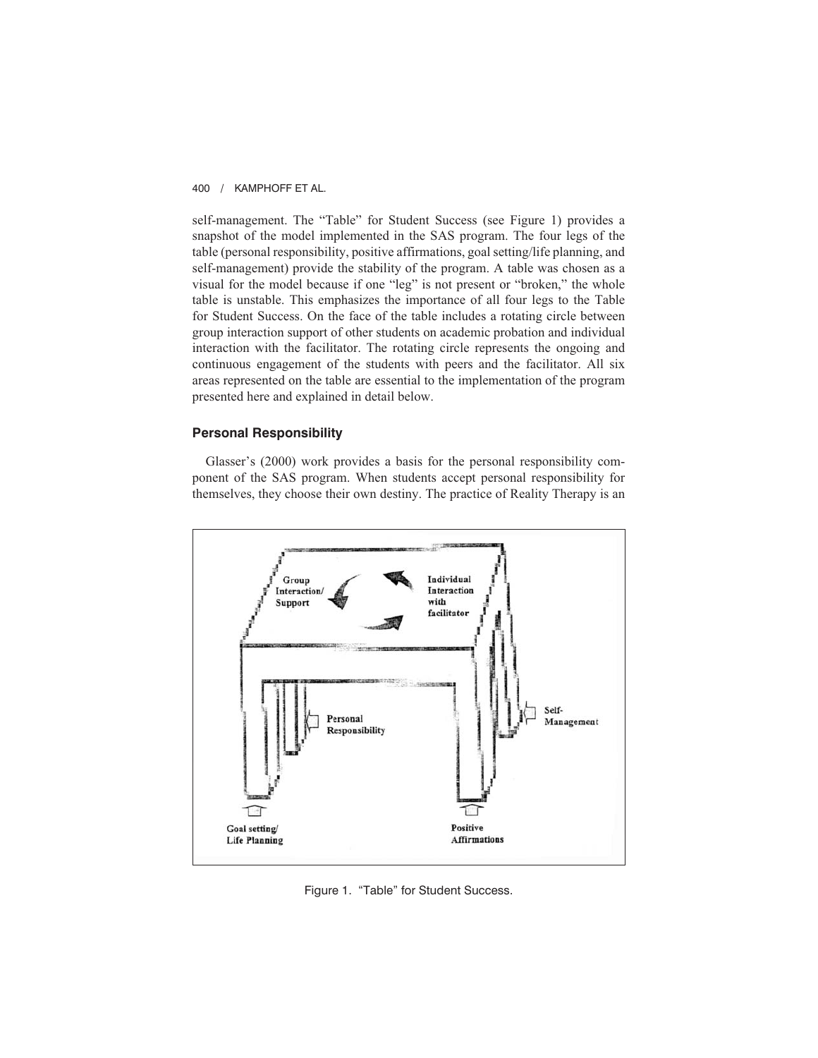self-management. The "Table" for Student Success (see Figure 1) provides a snapshot of the model implemented in the SAS program. The four legs of the table (personal responsibility, positive affirmations, goal setting/life planning, and self-management) provide the stability of the program. A table was chosen as a visual for the model because if one "leg" is not present or "broken," the whole table is unstable. This emphasizes the importance of all four legs to the Table for Student Success. On the face of the table includes a rotating circle between group interaction support of other students on academic probation and individual interaction with the facilitator. The rotating circle represents the ongoing and continuous engagement of the students with peers and the facilitator. All six areas represented on the table are essential to the implementation of the program presented here and explained in detail below.

### Personal Responsibility

Glasser's (2000) work provides a basis for the personal responsibility component of the SAS program. When students accept personal responsibility for themselves, they choose their own destiny. The practice of Reality Therapy is an

Figure 1. "Table" for Student Success.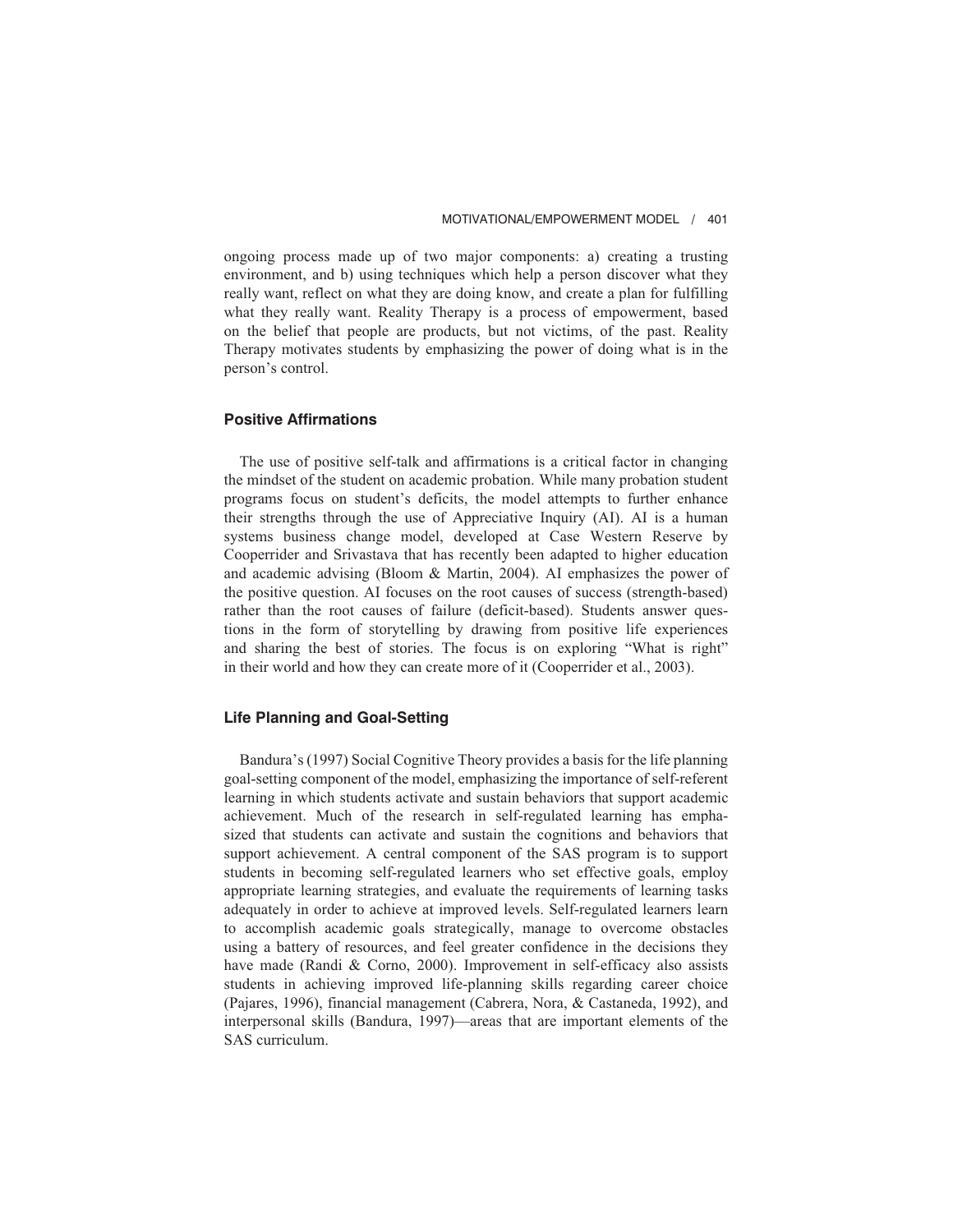ongoing process made up of two major components: a) creating a trusting environment, and b) using techniques which help a person discover what they really want, reflect on what they are doing know, and create a plan for fulfilling what they really want. Reality Therapy is a process of empowerment, based on the belief that people are products, but not victims, of the past. Reality Therapy motivates students by emphasizing the power of doing what is in the person's control.

### Positive Affirmations

The use of positive self-talk and affirmations is a critical factor in changing the mindset of the student on academic probation. While many probation student programs focus on student's deficits, the model attempts to further enhance their strengths through the use of Appreciative Inquiry (AI). AI is a human systems business change model, developed at Case Western Reserve by Cooperrider and Srivastava that has recently been adapted to higher education and academic advising (Bloom & Martin, 2004). AI emphasizes the power of the positive question. AI focuses on the root causes of success (strength-based) rather than the root causes of failure (deficit-based). Students answer questions in the form of storytelling by drawing from positive life experiences and sharing the best of stories. The focus is on exploring "What is right" in their world and how they can create more of it (Cooperrider et al., 2003).

### Life Planning and Goal-Setting

Bandura's (1997) Social Cognitive Theory provides a basis for the life planning goal-setting component of the model, emphasizing the importance of self-referent learning in which students activate and sustain behaviors that support academic achievement. Much of the research in self-regulated learning has emphasized that students can activate and sustain the cognitions and behaviors that support achievement. A central component of the SAS program is to support students in becoming self-regulated learners who set effective goals, employ appropriate learning strategies, and evaluate the requirements of learning tasks adequately in order to achieve at improved levels. Self-regulated learners learn to accomplish academic goals strategically, manage to overcome obstacles using a battery of resources, and feel greater confidence in the decisions they have made (Randi & Corno, 2000). Improvement in self-efficacy also assists students in achieving improved life-planning skills regarding career choice (Pajares, 1996), financial management (Cabrera, Nora, & Castaneda, 1992), and interpersonal skills (Bandura, 1997)—areas that are important elements of the SAS curriculum.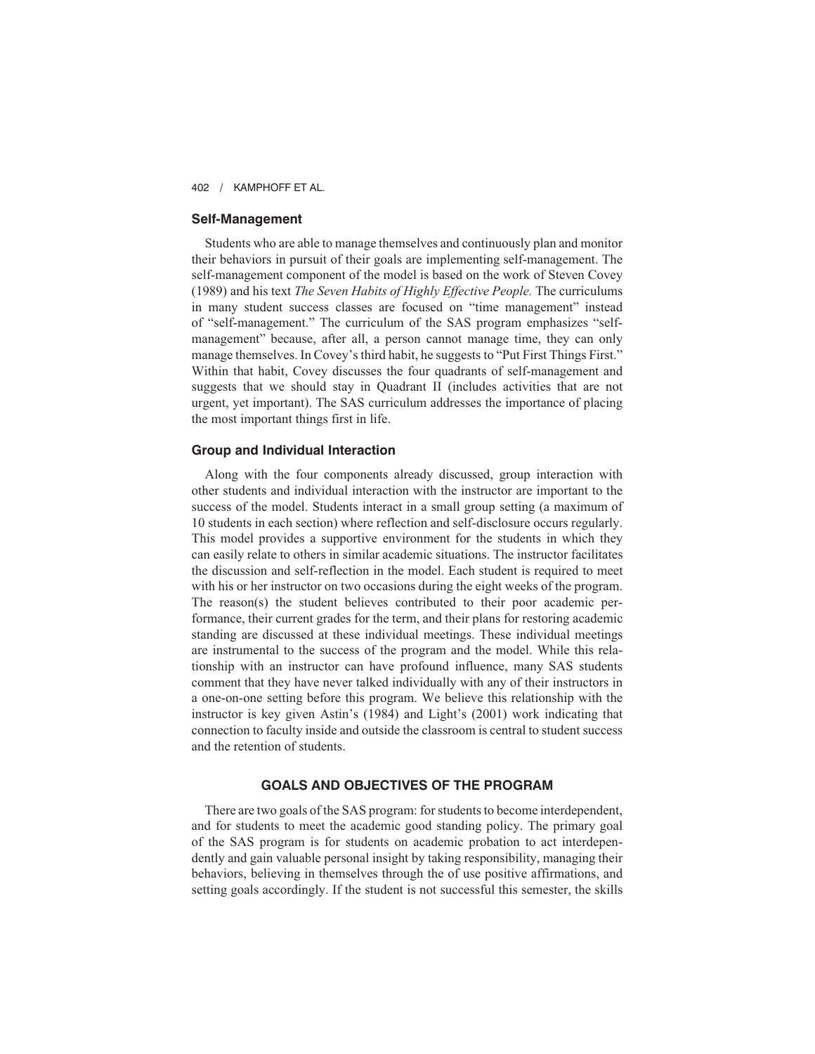### Self-Management

Students who are able to manage themselves and continuously plan and monitor their behaviors in pursuit of their goals are implementing self-management. The self-management component of the model is based on the work of Steven Covey (1989) and his text *The Seven Habits of Highly Effective People.* The curriculums in many student success classes are focused on "time management" instead of "self-management." The curriculum of the SAS program emphasizes "self-management" because, after all, a person cannot manage time, they can only manage themselves. In Covey's third habit, he suggests to "Put First Things First." Within that habit, Covey discusses the four quadrants of self-management and suggests that we should stay in Quadrant II (includes activities that are not urgent, yet important). The SAS curriculum addresses the importance of placing the most important things first in life.

### Group and Individual Interaction

Along with the four components already discussed, group interaction with other students and individual interaction with the instructor are important to the success of the model. Students interact in a small group setting (a maximum of 10 students in each section) where reflection and self-disclosure occurs regularly. This model provides a supportive environment for the students in which they can easily relate to others in similar academic situations. The instructor facilitates the discussion and self-reflection in the model. Each student is required to meet with his or her instructor on two occasions during the eight weeks of the program. The reason(s) the student believes contributed to their poor academic performance, their current grades for the term, and their plans for restoring academic standing are discussed at these individual meetings. These individual meetings are instrumental to the success of the program and the model. While this relationship with an instructor can have profound influence, many SAS students comment that they have never talked individually with any of their instructors in a one-on-one setting before this program. We believe this relationship with the instructor is key given Astin's (1984) and Light's (2001) work indicating that connection to faculty inside and outside the classroom is central to student success and the retention of students.

## GOALS AND OBJECTIVES OF THE PROGRAM

There are two goals of the SAS program: for students to become interdependent, and for students to meet the academic good standing policy. The primary goal of the SAS program is for students on academic probation to act interdependently and gain valuable personal insight by taking responsibility, managing their behaviors, believing in themselves through the of use positive affirmations, and setting goals accordingly. If the student is not successful this semester, the skills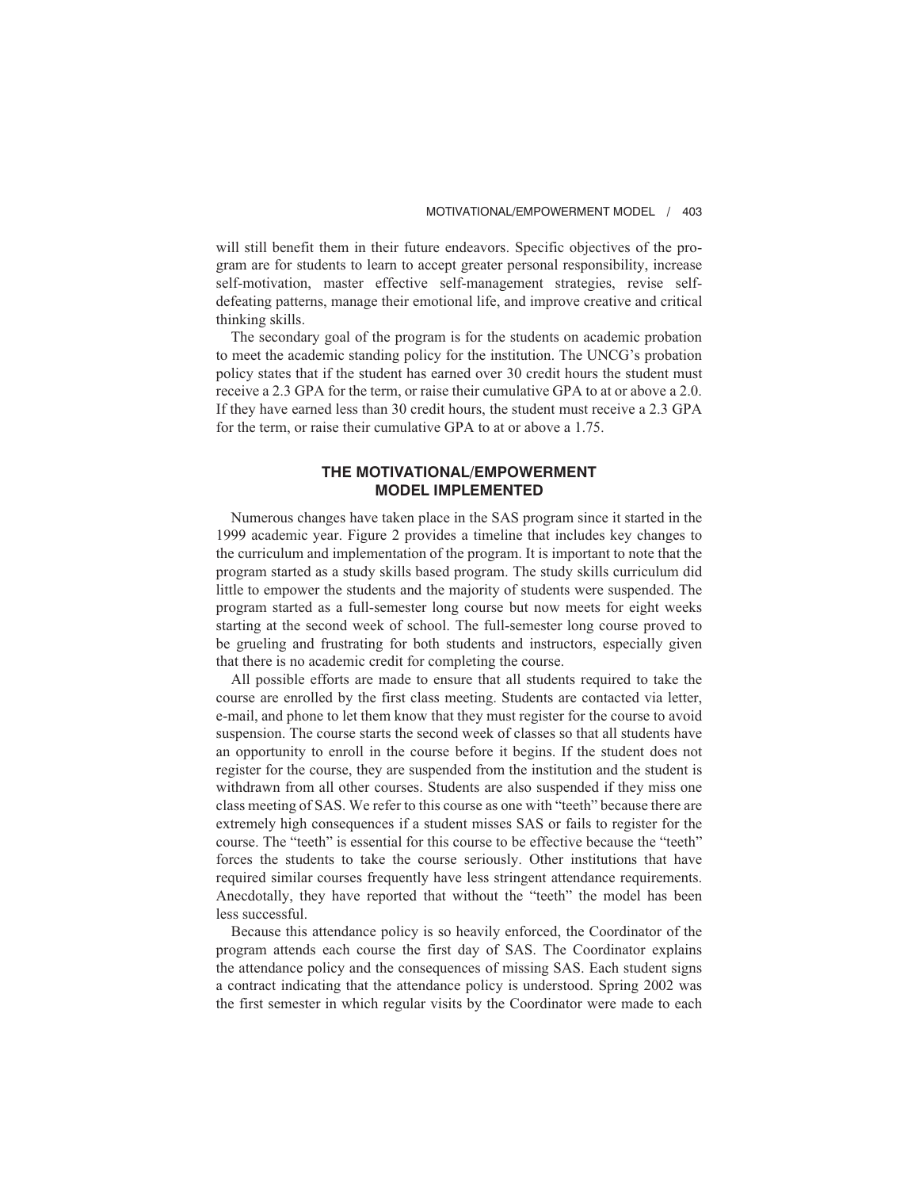will still benefit them in their future endeavors. Specific objectives of the program are for students to learn to accept greater personal responsibility, increase self-motivation, master effective self-management strategies, revise self-defeating patterns, manage their emotional life, and improve creative and critical thinking skills.

The secondary goal of the program is for the students on academic probation to meet the academic standing policy for the institution. The UNCG's probation policy states that if the student has earned over 30 credit hours the student must receive a 2.3 GPA for the term, or raise their cumulative GPA to at or above a 2.0. If they have earned less than 30 credit hours, the student must receive a 2.3 GPA for the term, or raise their cumulative GPA to at or above a 1.75.

## THE MOTIVATIONAL/EMPOWERMENT MODEL IMPLEMENTED

Numerous changes have taken place in the SAS program since it started in the 1999 academic year. Figure 2 provides a timeline that includes key changes to the curriculum and implementation of the program. It is important to note that the program started as a study skills based program. The study skills curriculum did little to empower the students and the majority of students were suspended. The program started as a full-semester long course but now meets for eight weeks starting at the second week of school. The full-semester long course proved to be grueling and frustrating for both students and instructors, especially given that there is no academic credit for completing the course.

All possible efforts are made to ensure that all students required to take the course are enrolled by the first class meeting. Students are contacted via letter, e-mail, and phone to let them know that they must register for the course to avoid suspension. The course starts the second week of classes so that all students have an opportunity to enroll in the course before it begins. If the student does not register for the course, they are suspended from the institution and the student is withdrawn from all other courses. Students are also suspended if they miss one class meeting of SAS. We refer to this course as one with "teeth" because there are extremely high consequences if a student misses SAS or fails to register for the course. The "teeth" is essential for this course to be effective because the "teeth" forces the students to take the course seriously. Other institutions that have required similar courses frequently have less stringent attendance requirements. Anecdotally, they have reported that without the "teeth" the model has been less successful.

Because this attendance policy is so heavily enforced, the Coordinator of the program attends each course the first day of SAS. The Coordinator explains the attendance policy and the consequences of missing SAS. Each student signs a contract indicating that the attendance policy is understood. Spring 2002 was the first semester in which regular visits by the Coordinator were made to each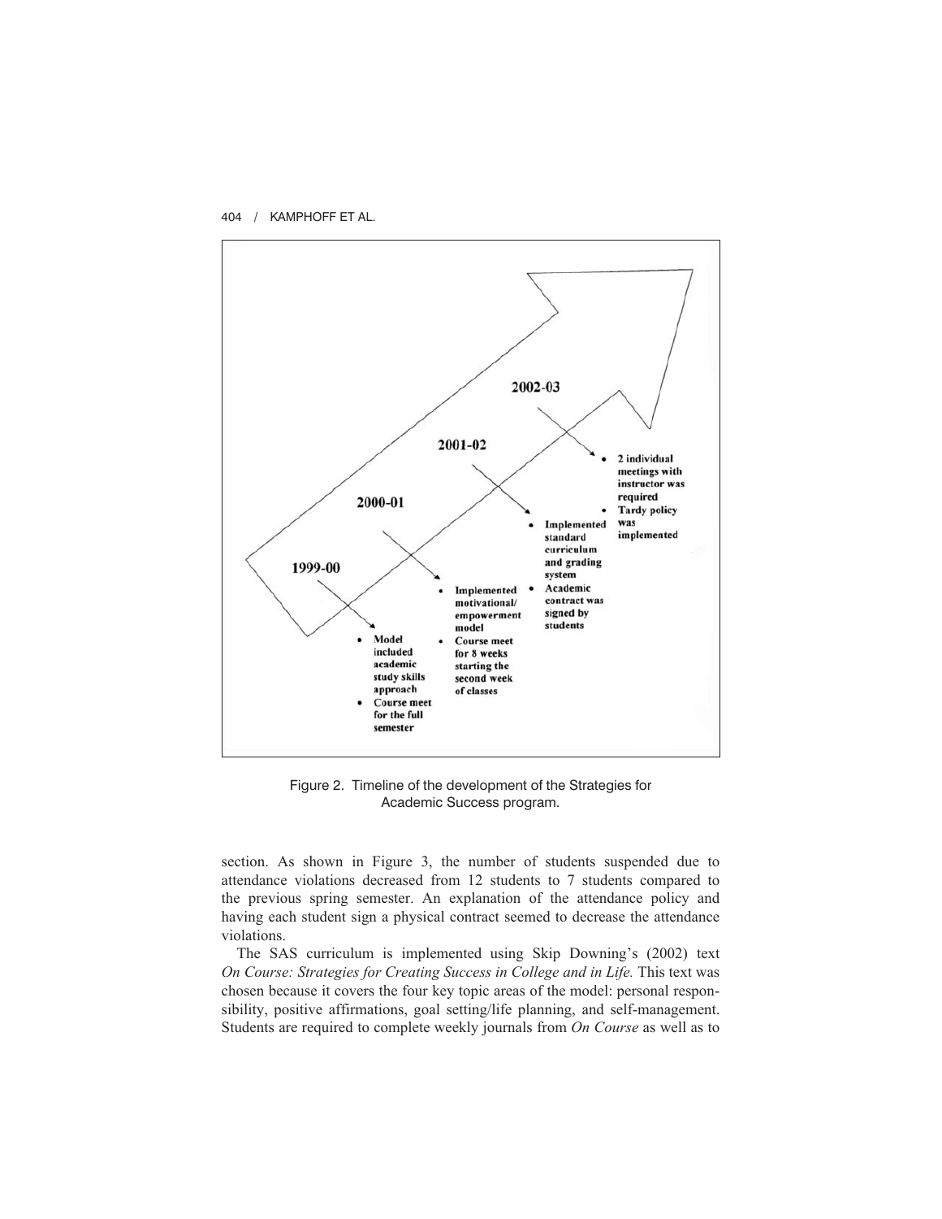**2002-03**

- 2 individual meetings with instructor was required
- Tardy policy was implemented

**2001-02**

- Implemented standard curriculum and grading system
- Academic contract was signed by students

**2000-01**

- Implemented motivational/ empowerment model
- Course meet for 8 weeks starting the second week of classes

**1999-00**

- Model included academic study skills approach
- Course meet for the full semester

Figure 2. Timeline of the development of the Strategies for Academic Success program.

section. As shown in Figure 3, the number of students suspended due to attendance violations decreased from 12 students to 7 students compared to the previous spring semester. An explanation of the attendance policy and having each student sign a physical contract seemed to decrease the attendance violations.

The SAS curriculum is implemented using Skip Downing's (2002) text *On Course: Strategies for Creating Success in College and in Life.* This text was chosen because it covers the four key topic areas of the model: personal responsibility, positive affirmations, goal setting/life planning, and self-management. Students are required to complete weekly journals from *On Course* as well as to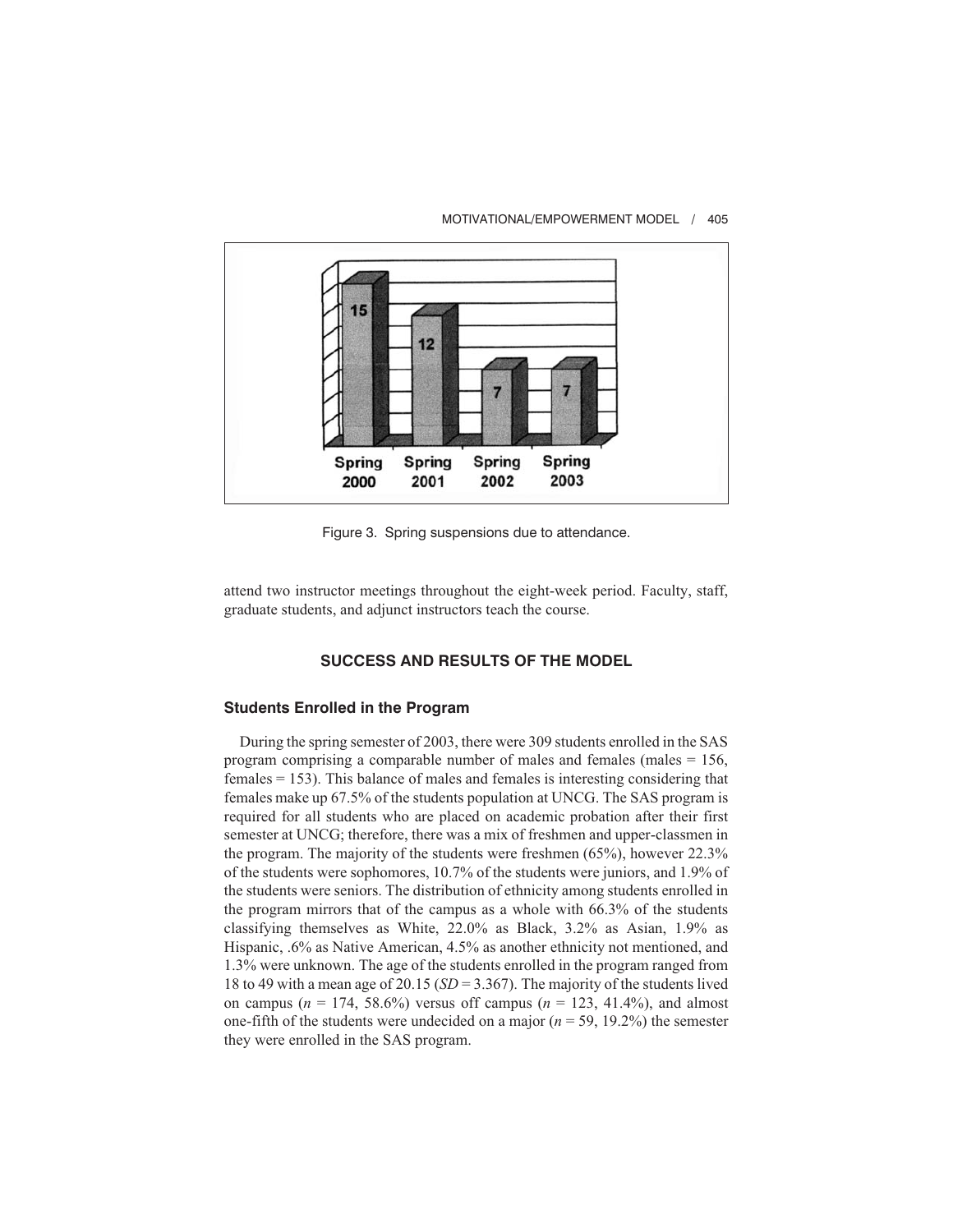Figure 3. Spring suspensions due to attendance.

attend two instructor meetings throughout the eight-week period. Faculty, staff, graduate students, and adjunct instructors teach the course.

## SUCCESS AND RESULTS OF THE MODEL

### Students Enrolled in the Program

During the spring semester of 2003, there were 309 students enrolled in the SAS program comprising a comparable number of males and females (males = 156, females = 153). This balance of males and females is interesting considering that females make up 67.5% of the students population at UNCG. The SAS program is required for all students who are placed on academic probation after their first semester at UNCG; therefore, there was a mix of freshmen and upper-classmen in the program. The majority of the students were freshmen (65%), however 22.3% of the students were sophomores, 10.7% of the students were juniors, and 1.9% of the students were seniors. The distribution of ethnicity among students enrolled in the program mirrors that of the campus as a whole with 66.3% of the students classifying themselves as White, 22.0% as Black, 3.2% as Asian, 1.9% as Hispanic, .6% as Native American, 4.5% as another ethnicity not mentioned, and 1.3% were unknown. The age of the students enrolled in the program ranged from 18 to 49 with a mean age of 20.15 (*SD* = 3.367). The majority of the students lived on campus (*n* = 174, 58.6%) versus off campus (*n* = 123, 41.4%), and almost one-fifth of the students were undecided on a major (*n* = 59, 19.2%) the semester they were enrolled in the SAS program.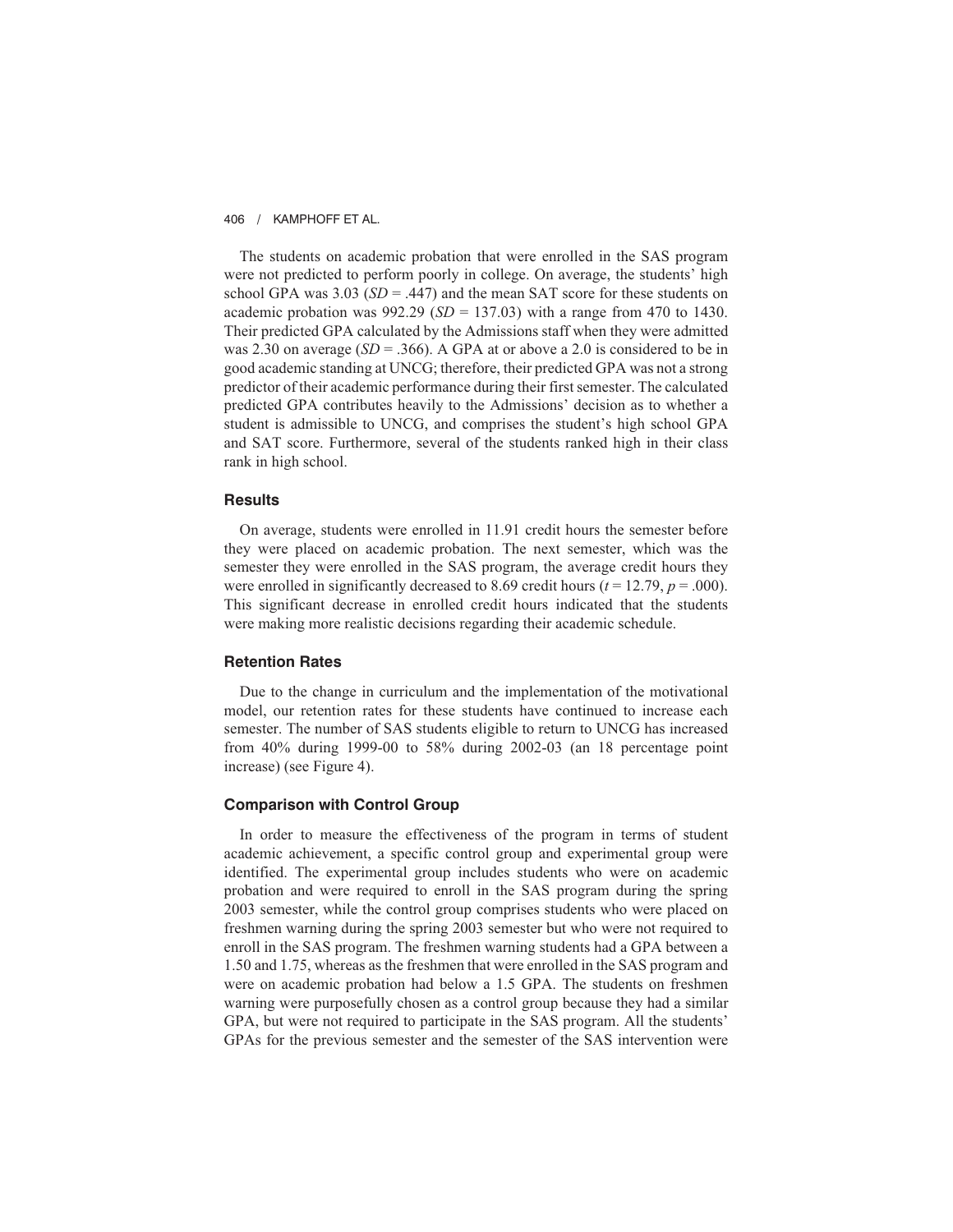The students on academic probation that were enrolled in the SAS program were not predicted to perform poorly in college. On average, the students' high school GPA was 3.03 (*SD* = .447) and the mean SAT score for these students on academic probation was 992.29 (*SD* = 137.03) with a range from 470 to 1430. Their predicted GPA calculated by the Admissions staff when they were admitted was 2.30 on average (*SD* = .366). A GPA at or above a 2.0 is considered to be in good academic standing at UNCG; therefore, their predicted GPA was not a strong predictor of their academic performance during their first semester. The calculated predicted GPA contributes heavily to the Admissions' decision as to whether a student is admissible to UNCG, and comprises the student's high school GPA and SAT score. Furthermore, several of the students ranked high in their class rank in high school.

### Results

On average, students were enrolled in 11.91 credit hours the semester before they were placed on academic probation. The next semester, which was the semester they were enrolled in the SAS program, the average credit hours they were enrolled in significantly decreased to 8.69 credit hours ($t = 12.79$, $p = .000$). This significant decrease in enrolled credit hours indicated that the students were making more realistic decisions regarding their academic schedule.

### Retention Rates

Due to the change in curriculum and the implementation of the motivational model, our retention rates for these students have continued to increase each semester. The number of SAS students eligible to return to UNCG has increased from 40% during 1999-00 to 58% during 2002-03 (an 18 percentage point increase) (see Figure 4).

### Comparison with Control Group

In order to measure the effectiveness of the program in terms of student academic achievement, a specific control group and experimental group were identified. The experimental group includes students who were on academic probation and were required to enroll in the SAS program during the spring 2003 semester, while the control group comprises students who were placed on freshmen warning during the spring 2003 semester but who were not required to enroll in the SAS program. The freshmen warning students had a GPA between a 1.50 and 1.75, whereas as the freshmen that were enrolled in the SAS program and were on academic probation had below a 1.5 GPA. The students on freshmen warning were purposefully chosen as a control group because they had a similar GPA, but were not required to participate in the SAS program. All the students' GPAs for the previous semester and the semester of the SAS intervention were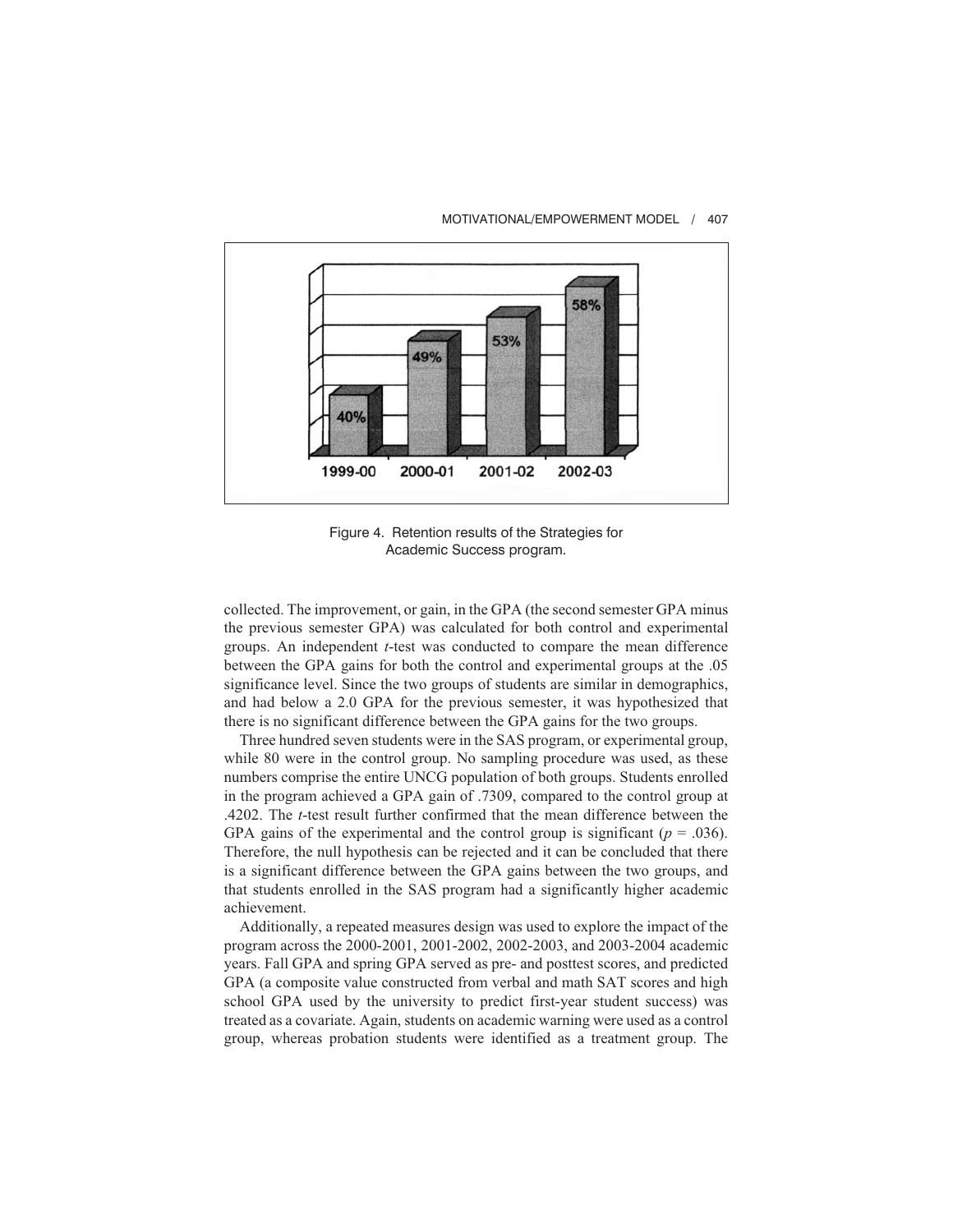Figure 4. Retention results of the Strategies for Academic Success program.

collected. The improvement, or gain, in the GPA (the second semester GPA minus the previous semester GPA) was calculated for both control and experimental groups. An independent *t*-test was conducted to compare the mean difference between the GPA gains for both the control and experimental groups at the .05 significance level. Since the two groups of students are similar in demographics, and had below a 2.0 GPA for the previous semester, it was hypothesized that there is no significant difference between the GPA gains for the two groups.

Three hundred seven students were in the SAS program, or experimental group, while 80 were in the control group. No sampling procedure was used, as these numbers comprise the entire UNCG population of both groups. Students enrolled in the program achieved a GPA gain of .7309, compared to the control group at .4202. The *t*-test result further confirmed that the mean difference between the GPA gains of the experimental and the control group is significant ($p = .036$). Therefore, the null hypothesis can be rejected and it can be concluded that there is a significant difference between the GPA gains between the two groups, and that students enrolled in the SAS program had a significantly higher academic achievement.

Additionally, a repeated measures design was used to explore the impact of the program across the 2000-2001, 2001-2002, 2002-2003, and 2003-2004 academic years. Fall GPA and spring GPA served as pre- and posttest scores, and predicted GPA (a composite value constructed from verbal and math SAT scores and high school GPA used by the university to predict first-year student success) was treated as a covariate. Again, students on academic warning were used as a control group, whereas probation students were identified as a treatment group. The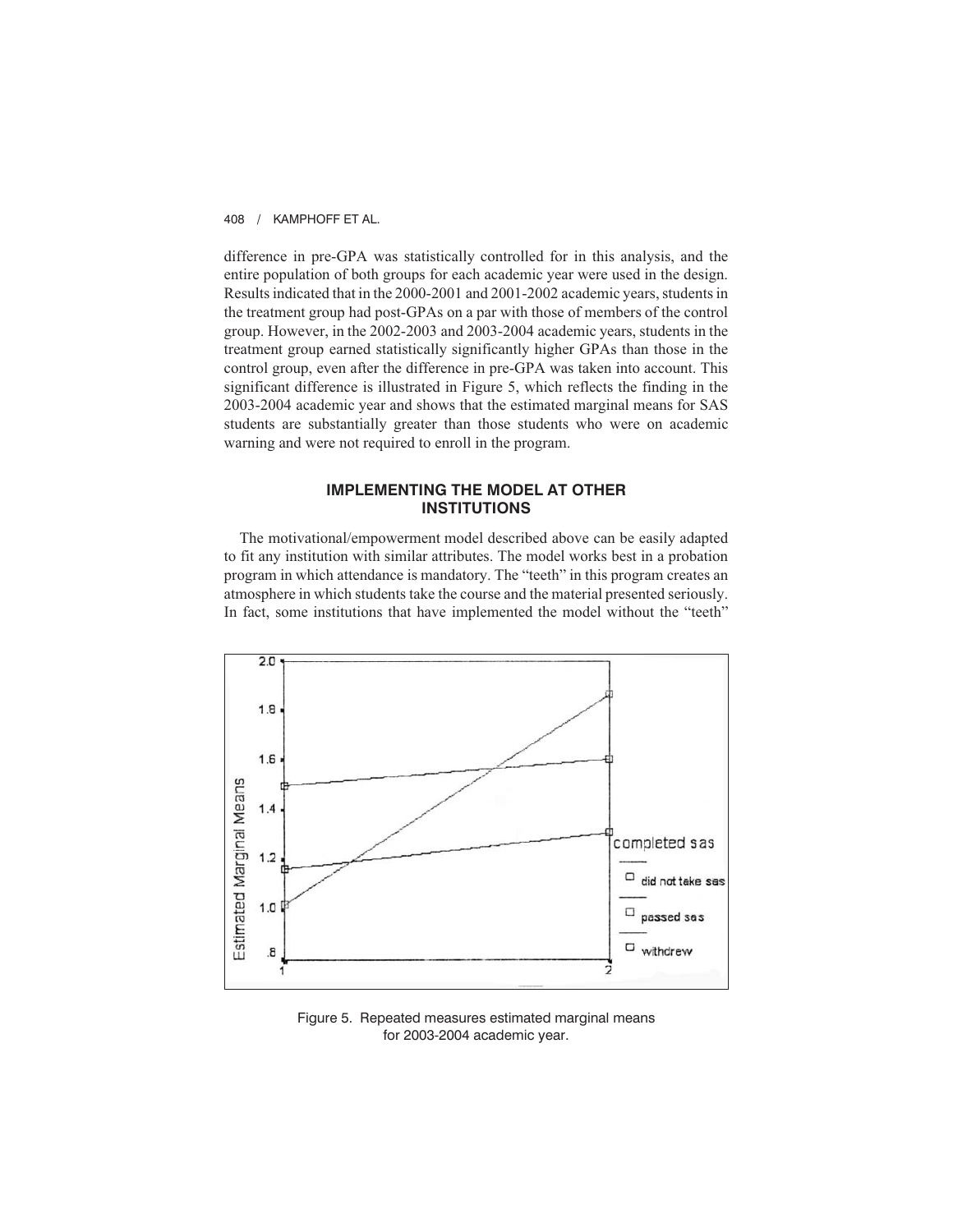difference in pre-GPA was statistically controlled for in this analysis, and the entire population of both groups for each academic year were used in the design. Results indicated that in the 2000-2001 and 2001-2002 academic years, students in the treatment group had post-GPAs on a par with those of members of the control group. However, in the 2002-2003 and 2003-2004 academic years, students in the treatment group earned statistically significantly higher GPAs than those in the control group, even after the difference in pre-GPA was taken into account. This significant difference is illustrated in Figure 5, which reflects the finding in the 2003-2004 academic year and shows that the estimated marginal means for SAS students are substantially greater than those students who were on academic warning and were not required to enroll in the program.

## IMPLEMENTING THE MODEL AT OTHER INSTITUTIONS

The motivational/empowerment model described above can be easily adapted to fit any institution with similar attributes. The model works best in a probation program in which attendance is mandatory. The "teeth" in this program creates an atmosphere in which students take the course and the material presented seriously. In fact, some institutions that have implemented the model without the "teeth"

Figure 5. Repeated measures estimated marginal means for 2003-2004 academic year.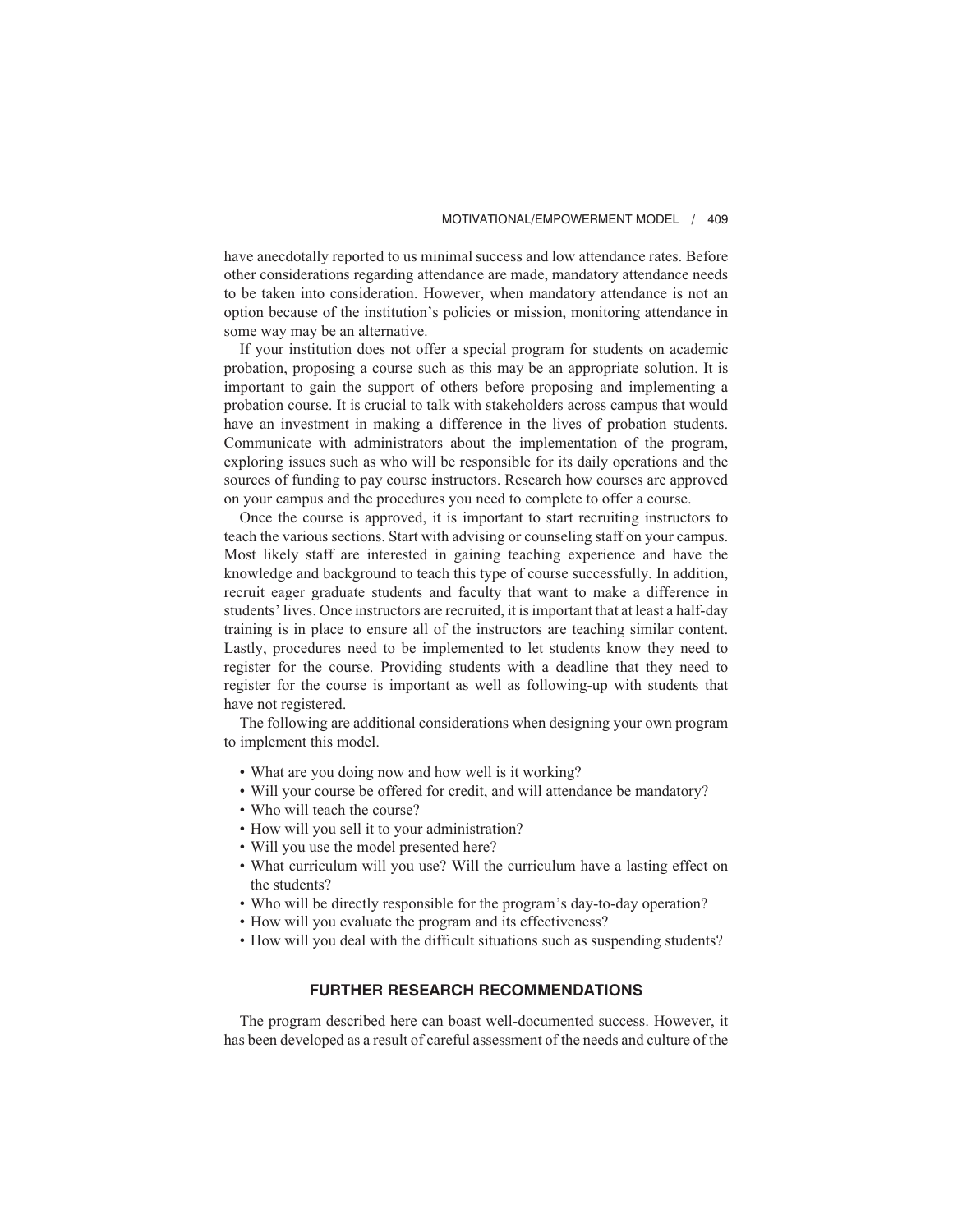have anecdotally reported to us minimal success and low attendance rates. Before other considerations regarding attendance are made, mandatory attendance needs to be taken into consideration. However, when mandatory attendance is not an option because of the institution's policies or mission, monitoring attendance in some way may be an alternative.

If your institution does not offer a special program for students on academic probation, proposing a course such as this may be an appropriate solution. It is important to gain the support of others before proposing and implementing a probation course. It is crucial to talk with stakeholders across campus that would have an investment in making a difference in the lives of probation students. Communicate with administrators about the implementation of the program, exploring issues such as who will be responsible for its daily operations and the sources of funding to pay course instructors. Research how courses are approved on your campus and the procedures you need to complete to offer a course.

Once the course is approved, it is important to start recruiting instructors to teach the various sections. Start with advising or counseling staff on your campus. Most likely staff are interested in gaining teaching experience and have the knowledge and background to teach this type of course successfully. In addition, recruit eager graduate students and faculty that want to make a difference in students' lives. Once instructors are recruited, it is important that at least a half-day training is in place to ensure all of the instructors are teaching similar content. Lastly, procedures need to be implemented to let students know they need to register for the course. Providing students with a deadline that they need to register for the course is important as well as following-up with students that have not registered.

The following are additional considerations when designing your own program to implement this model.

- What are you doing now and how well is it working?
- Will your course be offered for credit, and will attendance be mandatory?
- Who will teach the course?
- How will you sell it to your administration?
- Will you use the model presented here?
- What curriculum will you use? Will the curriculum have a lasting effect on the students?
- Who will be directly responsible for the program's day-to-day operation?
- How will you evaluate the program and its effectiveness?
- How will you deal with the difficult situations such as suspending students?

## FURTHER RESEARCH RECOMMENDATIONS

The program described here can boast well-documented success. However, it has been developed as a result of careful assessment of the needs and culture of the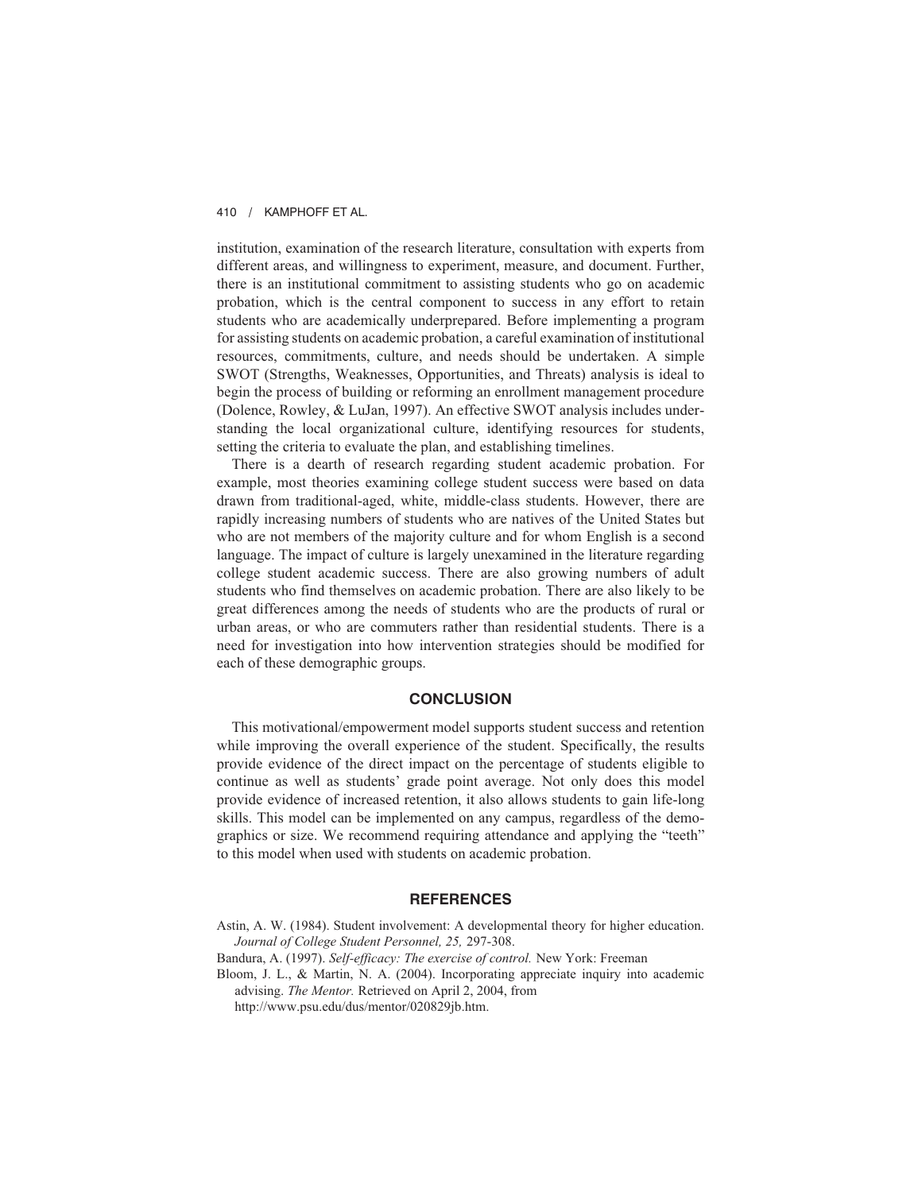institution, examination of the research literature, consultation with experts from different areas, and willingness to experiment, measure, and document. Further, there is an institutional commitment to assisting students who go on academic probation, which is the central component to success in any effort to retain students who are academically underprepared. Before implementing a program for assisting students on academic probation, a careful examination of institutional resources, commitments, culture, and needs should be undertaken. A simple SWOT (Strengths, Weaknesses, Opportunities, and Threats) analysis is ideal to begin the process of building or reforming an enrollment management procedure (Dolence, Rowley, & LuJan, 1997). An effective SWOT analysis includes understanding the local organizational culture, identifying resources for students, setting the criteria to evaluate the plan, and establishing timelines.

There is a dearth of research regarding student academic probation. For example, most theories examining college student success were based on data drawn from traditional-aged, white, middle-class students. However, there are rapidly increasing numbers of students who are natives of the United States but who are not members of the majority culture and for whom English is a second language. The impact of culture is largely unexamined in the literature regarding college student academic success. There are also growing numbers of adult students who find themselves on academic probation. There are also likely to be great differences among the needs of students who are the products of rural or urban areas, or who are commuters rather than residential students. There is a need for investigation into how intervention strategies should be modified for each of these demographic groups.

## CONCLUSION

This motivational/empowerment model supports student success and retention while improving the overall experience of the student. Specifically, the results provide evidence of the direct impact on the percentage of students eligible to continue as well as students' grade point average. Not only does this model provide evidence of increased retention, it also allows students to gain life-long skills. This model can be implemented on any campus, regardless of the demographics or size. We recommend requiring attendance and applying the "teeth" to this model when used with students on academic probation.

## REFERENCES

Astin, A. W. (1984). Student involvement: A developmental theory for higher education. *Journal of College Student Personnel, 25,* 297-308.

Bandura, A. (1997). *Self-efficacy: The exercise of control.* New York: Freeman

Bloom, J. L., & Martin, N. A. (2004). Incorporating appreciate inquiry into academic advising. *The Mentor.* Retrieved on April 2, 2004, from http://www.psu.edu/dus/mentor/020829jb.htm.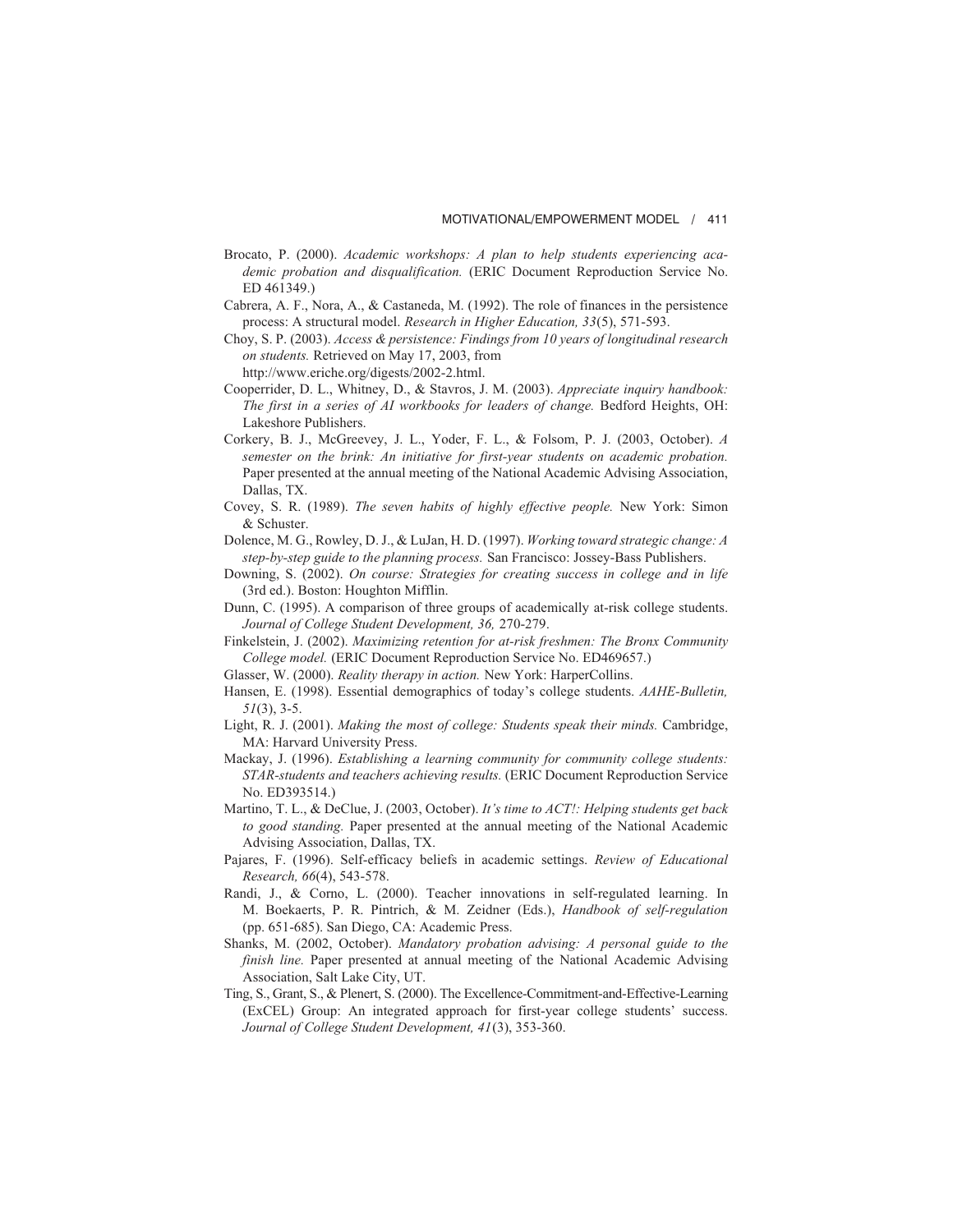Brocato, P. (2000). *Academic workshops: A plan to help students experiencing academic probation and disqualification.* (ERIC Document Reproduction Service No. ED 461349.)

Cabrera, A. F., Nora, A., & Castaneda, M. (1992). The role of finances in the persistence process: A structural model. *Research in Higher Education, 33*(5), 571-593.

Choy, S. P. (2003). *Access & persistence: Findings from 10 years of longitudinal research on students.* Retrieved on May 17, 2003, from http://www.eriche.org/digests/2002-2.html.

Cooperrider, D. L., Whitney, D., & Stavros, J. M. (2003). *Appreciate inquiry handbook: The first in a series of AI workbooks for leaders of change.* Bedford Heights, OH: Lakeshore Publishers.

Corkery, B. J., McGreevey, J. L., Yoder, F. L., & Folsom, P. J. (2003, October). *A semester on the brink: An initiative for first-year students on academic probation.* Paper presented at the annual meeting of the National Academic Advising Association, Dallas, TX.

Covey, S. R. (1989). *The seven habits of highly effective people.* New York: Simon & Schuster.

Dolence, M. G., Rowley, D. J., & LuJan, H. D. (1997). *Working toward strategic change: A step-by-step guide to the planning process.* San Francisco: Jossey-Bass Publishers.

Downing, S. (2002). *On course: Strategies for creating success in college and in life* (3rd ed.). Boston: Houghton Mifflin.

Dunn, C. (1995). A comparison of three groups of academically at-risk college students. *Journal of College Student Development, 36,* 270-279.

Finkelstein, J. (2002). *Maximizing retention for at-risk freshmen: The Bronx Community College model.* (ERIC Document Reproduction Service No. ED469657.)

Glasser, W. (2000). *Reality therapy in action.* New York: HarperCollins.

Hansen, E. (1998). Essential demographics of today's college students. *AAHE-Bulletin, 51*(3), 3-5.

Light, R. J. (2001). *Making the most of college: Students speak their minds.* Cambridge, MA: Harvard University Press.

Mackay, J. (1996). *Establishing a learning community for community college students: STAR-students and teachers achieving results.* (ERIC Document Reproduction Service No. ED393514.)

Martino, T. L., & DeClue, J. (2003, October). *It's time to ACT!: Helping students get back to good standing.* Paper presented at the annual meeting of the National Academic Advising Association, Dallas, TX.

Pajares, F. (1996). Self-efficacy beliefs in academic settings. *Review of Educational Research, 66*(4), 543-578.

Randi, J., & Corno, L. (2000). Teacher innovations in self-regulated learning. In M. Boekaerts, P. R. Pintrich, & M. Zeidner (Eds.), *Handbook of self-regulation* (pp. 651-685). San Diego, CA: Academic Press.

Shanks, M. (2002, October). *Mandatory probation advising: A personal guide to the finish line.* Paper presented at annual meeting of the National Academic Advising Association, Salt Lake City, UT.

Ting, S., Grant, S., & Plenert, S. (2000). The Excellence-Commitment-and-Effective-Learning (ExCEL) Group: An integrated approach for first-year college students' success. *Journal of College Student Development, 41*(3), 353-360.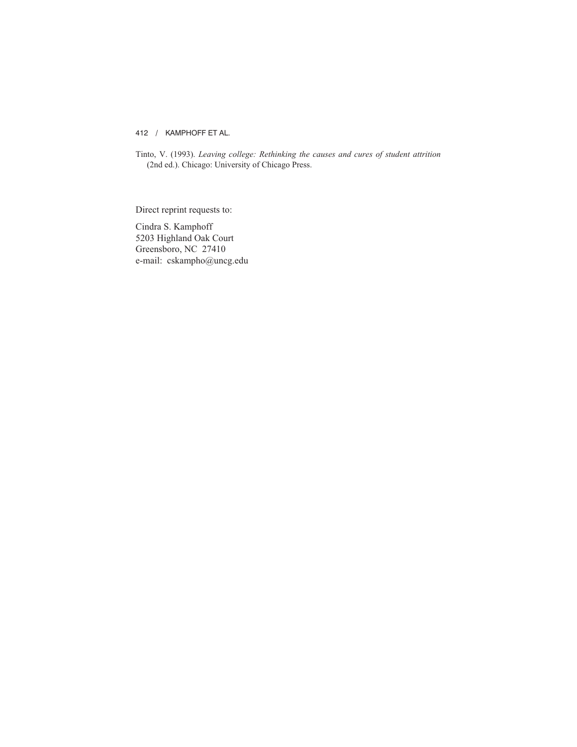Tinto, V. (1993). *Leaving college: Rethinking the causes and cures of student attrition* (2nd ed.). Chicago: University of Chicago Press.

Direct reprint requests to:

Cindra S. Kamphoff
5203 Highland Oak Court
Greensboro, NC 27410
e-mail: cskampho@uncg.edu